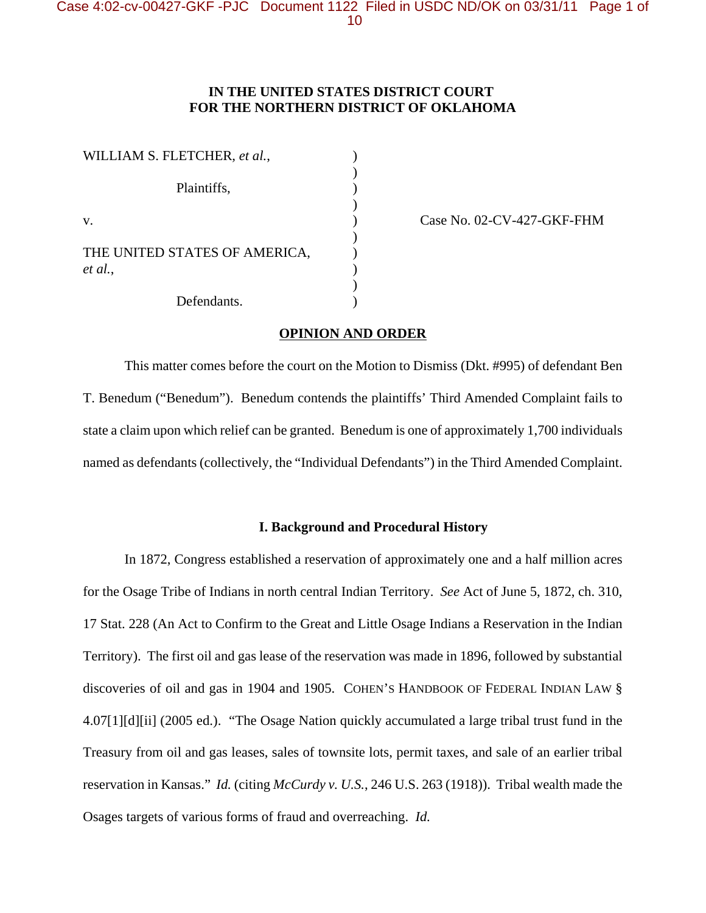**IN THE UNITED STATES DISTRICT COURT**
**FOR THE NORTHERN DISTRICT OF OKLAHOMA**

| | | |
|---|---|---|
| WILLIAM S. FLETCHER, *et al.*, | ) | |
| | ) | |
| Plaintiffs, | ) | |
| | ) | |
| v. | ) | Case No. 02-CV-427-GKF-FHM |
| | ) | |
| THE UNITED STATES OF AMERICA, *et al.*, | ) | |
| | ) | |
| Defendants. | ) | |

**OPINION AND ORDER**

This matter comes before the court on the Motion to Dismiss (Dkt. #995) of defendant Ben T. Benedum ("Benedum"). Benedum contends the plaintiffs' Third Amended Complaint fails to state a claim upon which relief can be granted. Benedum is one of approximately 1,700 individuals named as defendants (collectively, the "Individual Defendants") in the Third Amended Complaint.

## I. Background and Procedural History

In 1872, Congress established a reservation of approximately one and a half million acres for the Osage Tribe of Indians in north central Indian Territory. *See* Act of June 5, 1872, ch. 310, 17 Stat. 228 (An Act to Confirm to the Great and Little Osage Indians a Reservation in the Indian Territory). The first oil and gas lease of the reservation was made in 1896, followed by substantial discoveries of oil and gas in 1904 and 1905. COHEN'S HANDBOOK OF FEDERAL INDIAN LAW § 4.07[1][d][ii] (2005 ed.). "The Osage Nation quickly accumulated a large tribal trust fund in the Treasury from oil and gas leases, sales of townsite lots, permit taxes, and sale of an earlier tribal reservation in Kansas." *Id.* (citing *McCurdy v. U.S.*, 246 U.S. 263 (1918)). Tribal wealth made the Osages targets of various forms of fraud and overreaching. *Id.*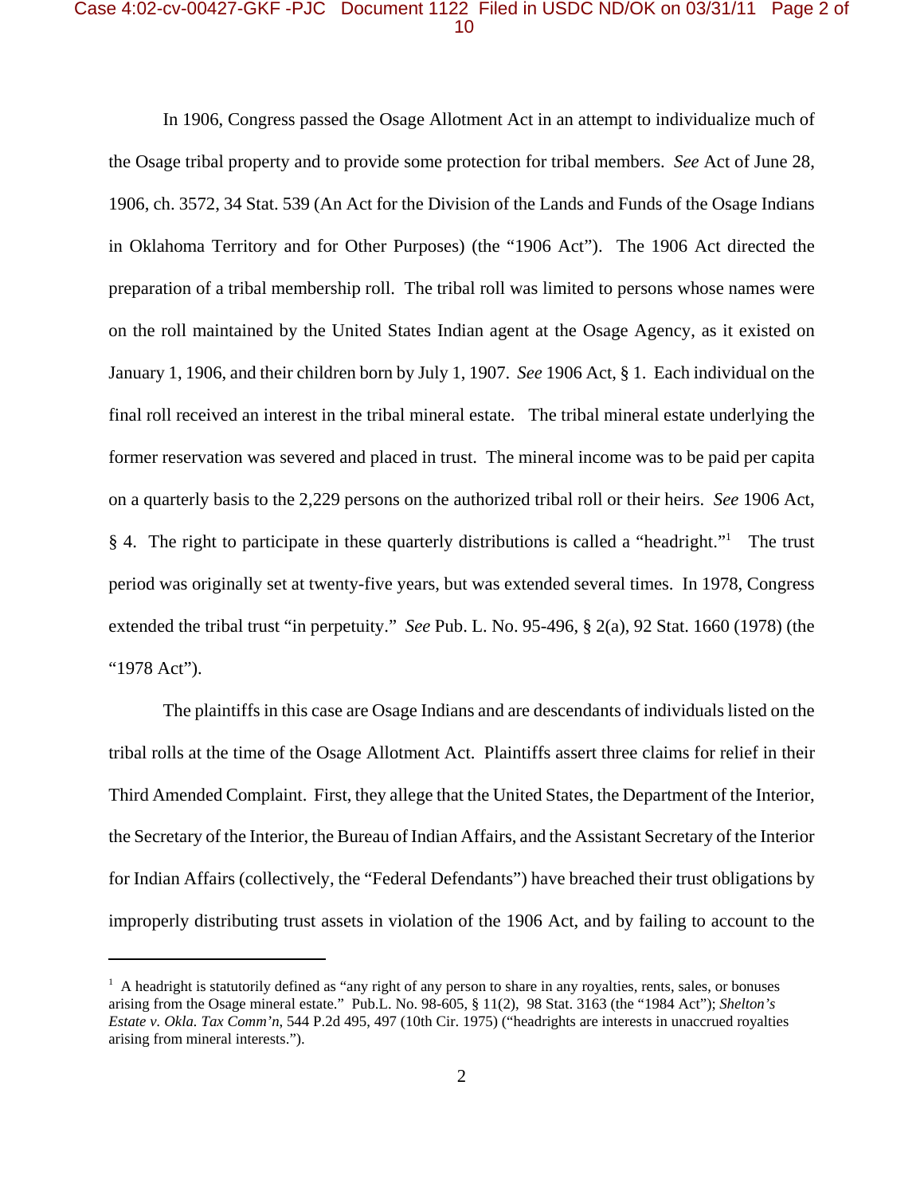In 1906, Congress passed the Osage Allotment Act in an attempt to individualize much of the Osage tribal property and to provide some protection for tribal members. *See* Act of June 28, 1906, ch. 3572, 34 Stat. 539 (An Act for the Division of the Lands and Funds of the Osage Indians in Oklahoma Territory and for Other Purposes) (the "1906 Act"). The 1906 Act directed the preparation of a tribal membership roll. The tribal roll was limited to persons whose names were on the roll maintained by the United States Indian agent at the Osage Agency, as it existed on January 1, 1906, and their children born by July 1, 1907. *See* 1906 Act, § 1. Each individual on the final roll received an interest in the tribal mineral estate. The tribal mineral estate underlying the former reservation was severed and placed in trust. The mineral income was to be paid per capita on a quarterly basis to the 2,229 persons on the authorized tribal roll or their heirs. *See* 1906 Act, § 4. The right to participate in these quarterly distributions is called a "headright."[1] The trust period was originally set at twenty-five years, but was extended several times. In 1978, Congress extended the tribal trust "in perpetuity." *See* Pub. L. No. 95-496, § 2(a), 92 Stat. 1660 (1978) (the "1978 Act").

The plaintiffs in this case are Osage Indians and are descendants of individuals listed on the tribal rolls at the time of the Osage Allotment Act. Plaintiffs assert three claims for relief in their Third Amended Complaint. First, they allege that the United States, the Department of the Interior, the Secretary of the Interior, the Bureau of Indian Affairs, and the Assistant Secretary of the Interior for Indian Affairs (collectively, the "Federal Defendants") have breached their trust obligations by improperly distributing trust assets in violation of the 1906 Act, and by failing to account to the

---

[1] A headright is statutorily defined as "any right of any person to share in any royalties, rents, sales, or bonuses arising from the Osage mineral estate." Pub.L. No. 98-605, § 11(2), 98 Stat. 3163 (the "1984 Act"); *Shelton's Estate v. Okla. Tax Comm'n*, 544 P.2d 495, 497 (10th Cir. 1975) ("headrights are interests in unaccrued royalties arising from mineral interests.").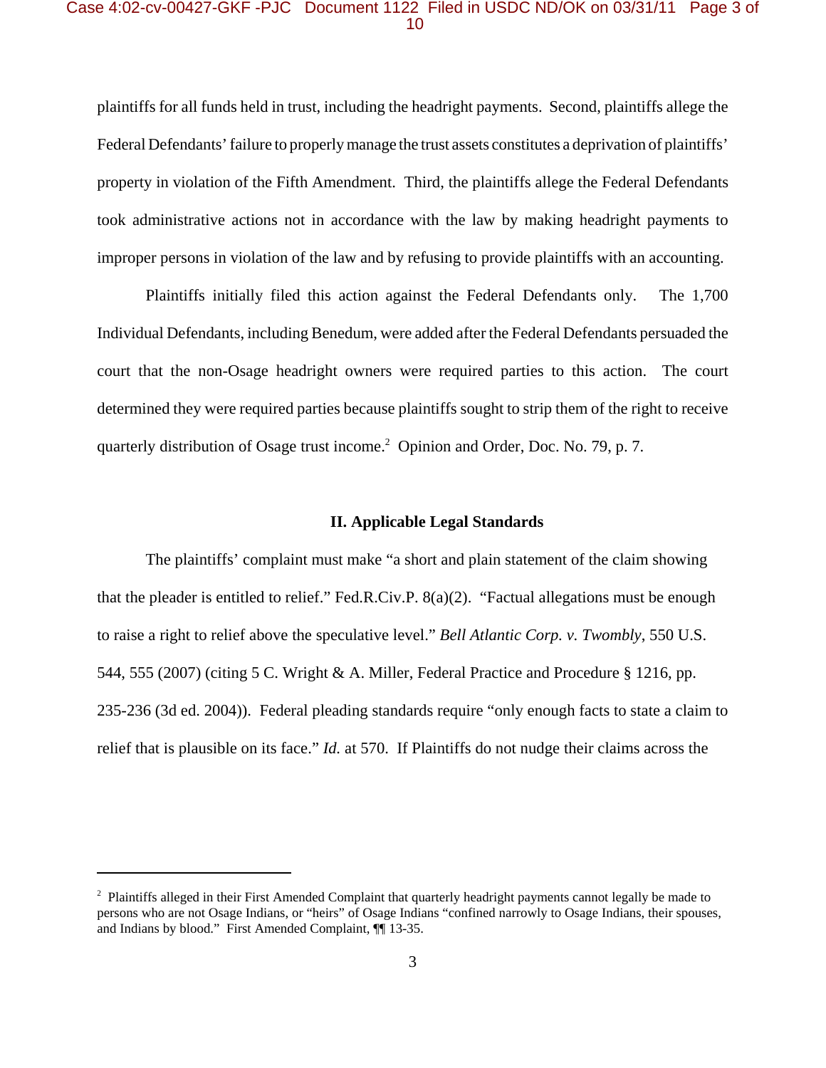plaintiffs for all funds held in trust, including the headright payments. Second, plaintiffs allege the Federal Defendants' failure to properly manage the trust assets constitutes a deprivation of plaintiffs' property in violation of the Fifth Amendment. Third, the plaintiffs allege the Federal Defendants took administrative actions not in accordance with the law by making headright payments to improper persons in violation of the law and by refusing to provide plaintiffs with an accounting.

Plaintiffs initially filed this action against the Federal Defendants only. The 1,700 Individual Defendants, including Benedum, were added after the Federal Defendants persuaded the court that the non-Osage headright owners were required parties to this action. The court determined they were required parties because plaintiffs sought to strip them of the right to receive quarterly distribution of Osage trust income.[2] Opinion and Order, Doc. No. 79, p. 7.

## II. Applicable Legal Standards

The plaintiffs' complaint must make "a short and plain statement of the claim showing that the pleader is entitled to relief." Fed.R.Civ.P. 8(a)(2). "Factual allegations must be enough to raise a right to relief above the speculative level." *Bell Atlantic Corp. v. Twombly*, 550 U.S. 544, 555 (2007) (citing 5 C. Wright & A. Miller, Federal Practice and Procedure § 1216, pp. 235-236 (3d ed. 2004)). Federal pleading standards require "only enough facts to state a claim to relief that is plausible on its face." *Id.* at 570. If Plaintiffs do not nudge their claims across the

[2] Plaintiffs alleged in their First Amended Complaint that quarterly headright payments cannot legally be made to persons who are not Osage Indians, or "heirs" of Osage Indians "confined narrowly to Osage Indians, their spouses, and Indians by blood." First Amended Complaint, ¶¶ 13-35.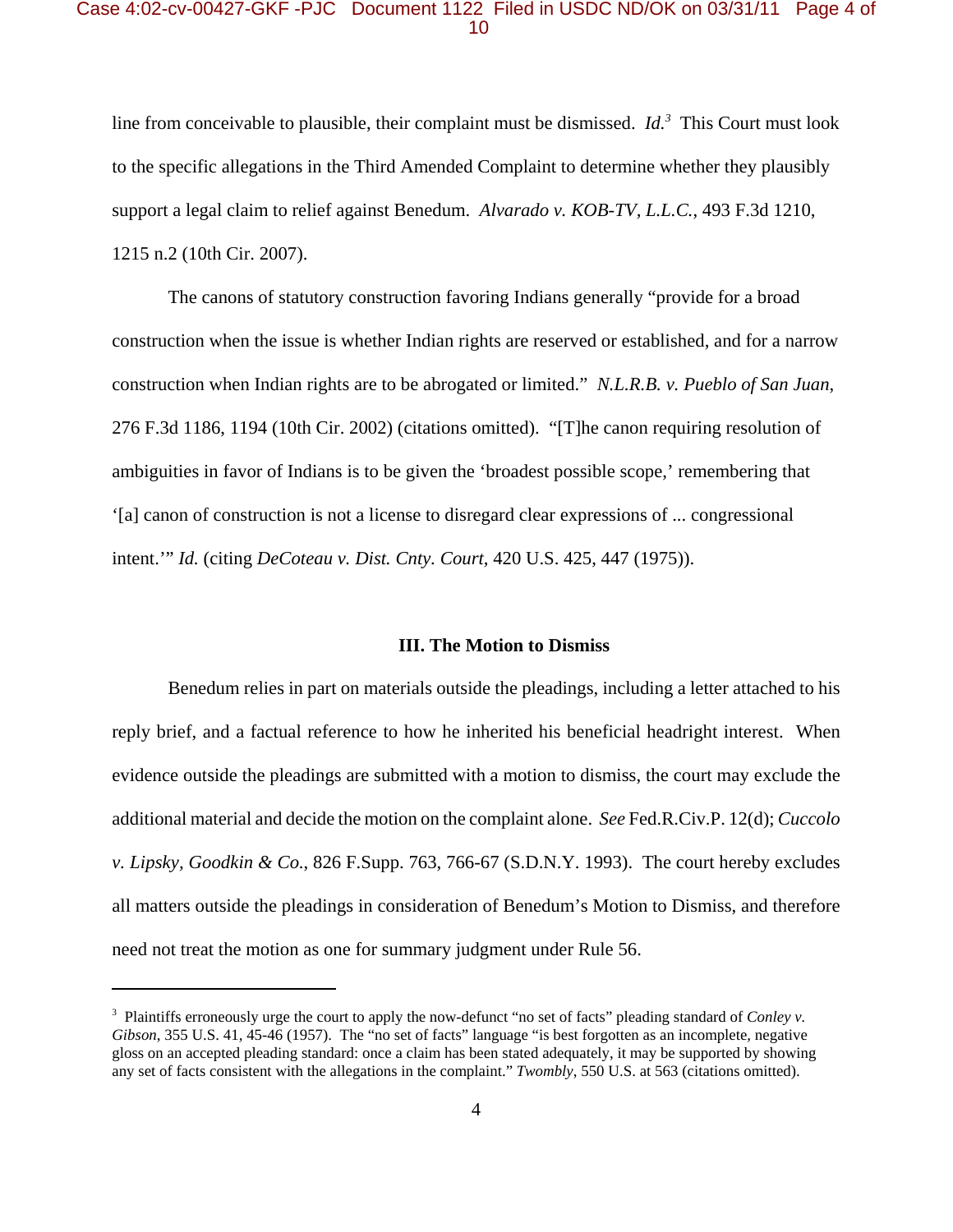line from conceivable to plausible, their complaint must be dismissed. *Id.*[3] This Court must look to the specific allegations in the Third Amended Complaint to determine whether they plausibly support a legal claim to relief against Benedum. *Alvarado v. KOB-TV, L.L.C.*, 493 F.3d 1210, 1215 n.2 (10th Cir. 2007).

The canons of statutory construction favoring Indians generally "provide for a broad construction when the issue is whether Indian rights are reserved or established, and for a narrow construction when Indian rights are to be abrogated or limited." *N.L.R.B. v. Pueblo of San Juan*, 276 F.3d 1186, 1194 (10th Cir. 2002) (citations omitted). "[T]he canon requiring resolution of ambiguities in favor of Indians is to be given the 'broadest possible scope,' remembering that '[a] canon of construction is not a license to disregard clear expressions of ... congressional intent.'" *Id.* (citing *DeCoteau v. Dist. Cnty. Court*, 420 U.S. 425, 447 (1975)).

### III. The Motion to Dismiss

Benedum relies in part on materials outside the pleadings, including a letter attached to his reply brief, and a factual reference to how he inherited his beneficial headright interest. When evidence outside the pleadings are submitted with a motion to dismiss, the court may exclude the additional material and decide the motion on the complaint alone. *See* Fed.R.Civ.P. 12(d); *Cuccolo v. Lipsky, Goodkin & Co.*, 826 F.Supp. 763, 766-67 (S.D.N.Y. 1993). The court hereby excludes all matters outside the pleadings in consideration of Benedum's Motion to Dismiss, and therefore need not treat the motion as one for summary judgment under Rule 56.

---

[3] Plaintiffs erroneously urge the court to apply the now-defunct "no set of facts" pleading standard of *Conley v. Gibson*, 355 U.S. 41, 45-46 (1957). The "no set of facts" language "is best forgotten as an incomplete, negative gloss on an accepted pleading standard: once a claim has been stated adequately, it may be supported by showing any set of facts consistent with the allegations in the complaint." *Twombly*, 550 U.S. at 563 (citations omitted).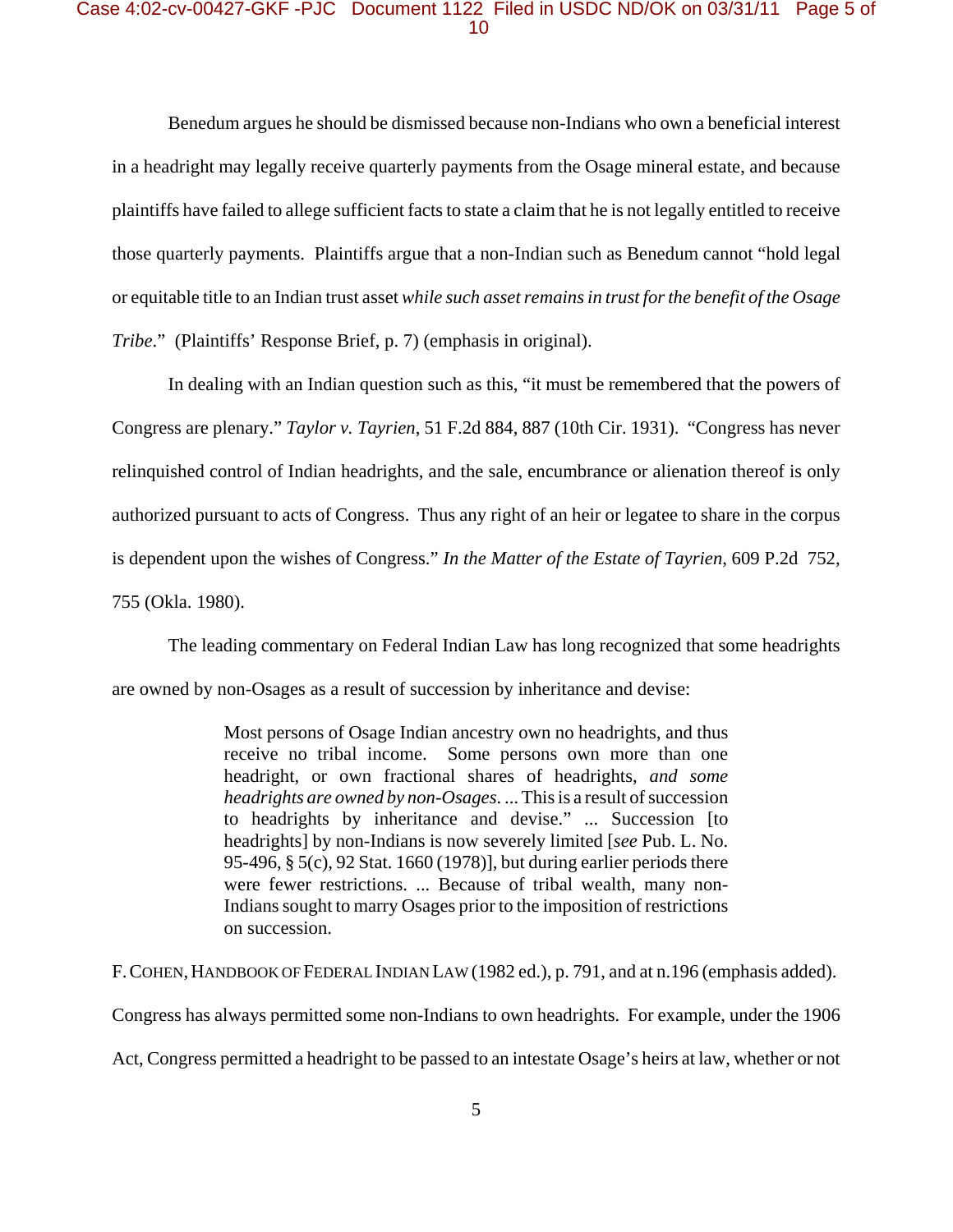Benedum argues he should be dismissed because non-Indians who own a beneficial interest in a headright may legally receive quarterly payments from the Osage mineral estate, and because plaintiffs have failed to allege sufficient facts to state a claim that he is not legally entitled to receive those quarterly payments. Plaintiffs argue that a non-Indian such as Benedum cannot "hold legal or equitable title to an Indian trust asset *while such asset remains in trust for the benefit of the Osage Tribe*." (Plaintiffs' Response Brief, p. 7) (emphasis in original).

In dealing with an Indian question such as this, "it must be remembered that the powers of Congress are plenary." *Taylor v. Tayrien*, 51 F.2d 884, 887 (10th Cir. 1931). "Congress has never relinquished control of Indian headrights, and the sale, encumbrance or alienation thereof is only authorized pursuant to acts of Congress. Thus any right of an heir or legatee to share in the corpus is dependent upon the wishes of Congress." *In the Matter of the Estate of Tayrien*, 609 P.2d 752, 755 (Okla. 1980).

The leading commentary on Federal Indian Law has long recognized that some headrights are owned by non-Osages as a result of succession by inheritance and devise:

> Most persons of Osage Indian ancestry own no headrights, and thus receive no tribal income. Some persons own more than one headright, or own fractional shares of headrights, *and some headrights are owned by non-Osages*. ... This is a result of succession to headrights by inheritance and devise." ... Succession [to headrights] by non-Indians is now severely limited [*see* Pub. L. No. 95-496, § 5(c), 92 Stat. 1660 (1978)], but during earlier periods there were fewer restrictions. ... Because of tribal wealth, many non-Indians sought to marry Osages prior to the imposition of restrictions on succession.

F. COHEN, HANDBOOK OF FEDERAL INDIAN LAW (1982 ed.), p. 791, and at n.196 (emphasis added). Congress has always permitted some non-Indians to own headrights. For example, under the 1906 Act, Congress permitted a headright to be passed to an intestate Osage's heirs at law, whether or not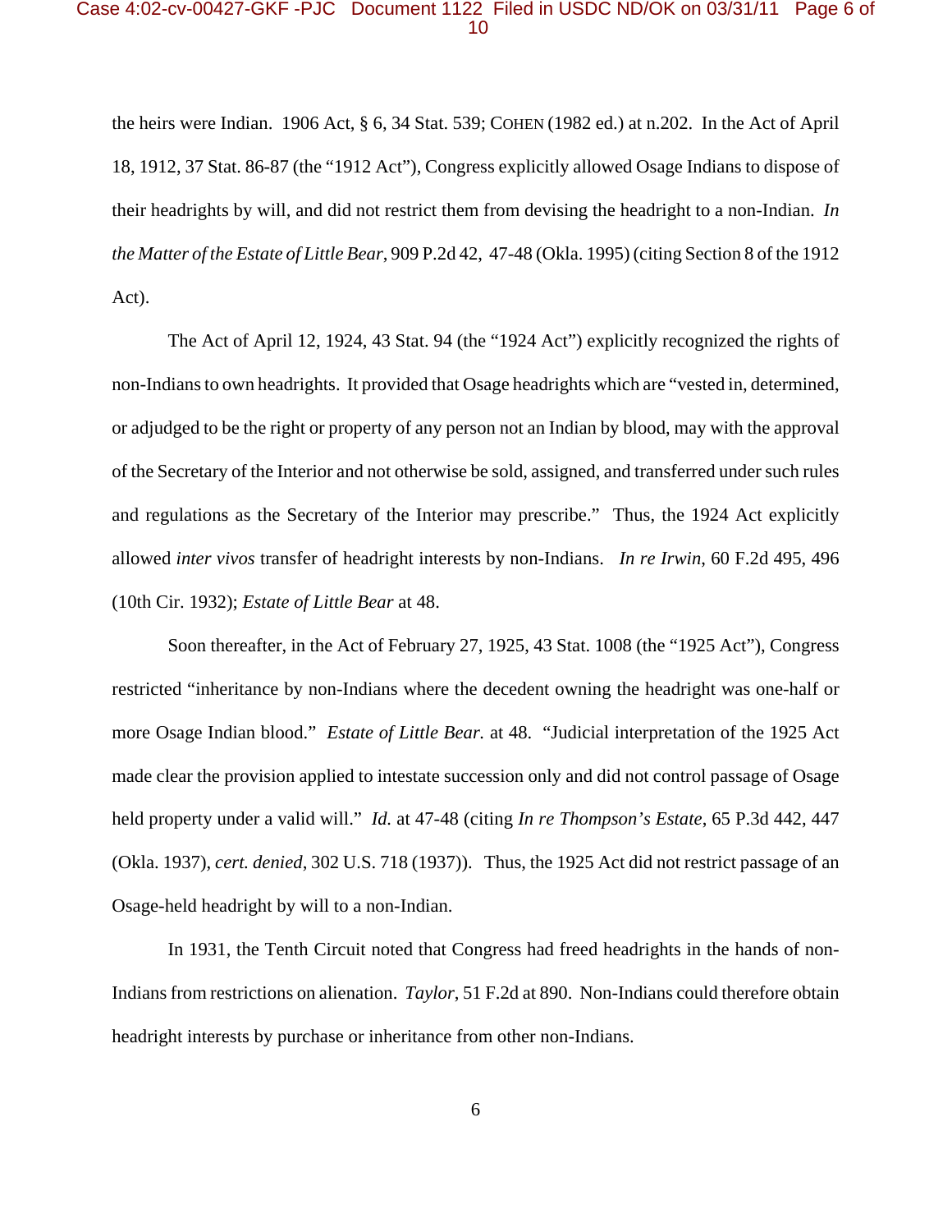the heirs were Indian. 1906 Act, § 6, 34 Stat. 539; COHEN (1982 ed.) at n.202. In the Act of April 18, 1912, 37 Stat. 86-87 (the "1912 Act"), Congress explicitly allowed Osage Indians to dispose of their headrights by will, and did not restrict them from devising the headright to a non-Indian. *In the Matter of the Estate of Little Bear*, 909 P.2d 42, 47-48 (Okla. 1995) (citing Section 8 of the 1912 Act).

The Act of April 12, 1924, 43 Stat. 94 (the "1924 Act") explicitly recognized the rights of non-Indians to own headrights. It provided that Osage headrights which are "vested in, determined, or adjudged to be the right or property of any person not an Indian by blood, may with the approval of the Secretary of the Interior and not otherwise be sold, assigned, and transferred under such rules and regulations as the Secretary of the Interior may prescribe." Thus, the 1924 Act explicitly allowed *inter vivos* transfer of headright interests by non-Indians. *In re Irwin*, 60 F.2d 495, 496 (10th Cir. 1932); *Estate of Little Bear* at 48.

Soon thereafter, in the Act of February 27, 1925, 43 Stat. 1008 (the "1925 Act"), Congress restricted "inheritance by non-Indians where the decedent owning the headright was one-half or more Osage Indian blood." *Estate of Little Bear.* at 48. "Judicial interpretation of the 1925 Act made clear the provision applied to intestate succession only and did not control passage of Osage held property under a valid will." *Id.* at 47-48 (citing *In re Thompson's Estate*, 65 P.3d 442, 447 (Okla. 1937), *cert. denied*, 302 U.S. 718 (1937)). Thus, the 1925 Act did not restrict passage of an Osage-held headright by will to a non-Indian.

In 1931, the Tenth Circuit noted that Congress had freed headrights in the hands of non-Indians from restrictions on alienation. *Taylor*, 51 F.2d at 890. Non-Indians could therefore obtain headright interests by purchase or inheritance from other non-Indians.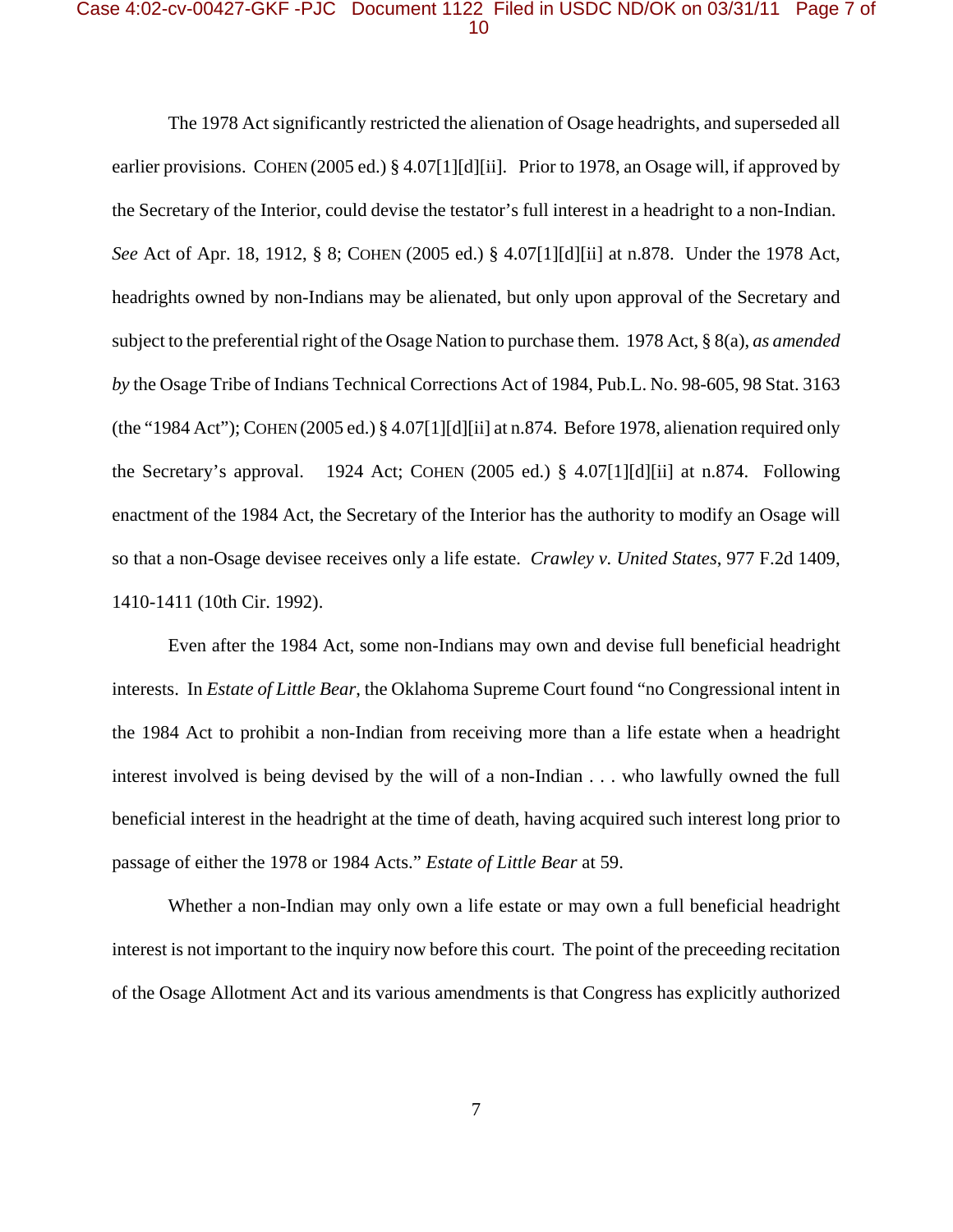The 1978 Act significantly restricted the alienation of Osage headrights, and superseded all earlier provisions. COHEN (2005 ed.) § 4.07[1][d][ii]. Prior to 1978, an Osage will, if approved by the Secretary of the Interior, could devise the testator's full interest in a headright to a non-Indian. *See* Act of Apr. 18, 1912, § 8; COHEN (2005 ed.) § 4.07[1][d][ii] at n.878. Under the 1978 Act, headrights owned by non-Indians may be alienated, but only upon approval of the Secretary and subject to the preferential right of the Osage Nation to purchase them. 1978 Act, § 8(a), *as amended by* the Osage Tribe of Indians Technical Corrections Act of 1984, Pub.L. No. 98-605, 98 Stat. 3163 (the "1984 Act"); COHEN (2005 ed.) § 4.07[1][d][ii] at n.874. Before 1978, alienation required only the Secretary's approval. 1924 Act; COHEN (2005 ed.) § 4.07[1][d][ii] at n.874. Following enactment of the 1984 Act, the Secretary of the Interior has the authority to modify an Osage will so that a non-Osage devisee receives only a life estate. *Crawley v. United States*, 977 F.2d 1409, 1410-1411 (10th Cir. 1992).

Even after the 1984 Act, some non-Indians may own and devise full beneficial headright interests. In *Estate of Little Bear*, the Oklahoma Supreme Court found "no Congressional intent in the 1984 Act to prohibit a non-Indian from receiving more than a life estate when a headright interest involved is being devised by the will of a non-Indian . . . who lawfully owned the full beneficial interest in the headright at the time of death, having acquired such interest long prior to passage of either the 1978 or 1984 Acts." *Estate of Little Bear* at 59.

Whether a non-Indian may only own a life estate or may own a full beneficial headright interest is not important to the inquiry now before this court. The point of the preceeding recitation of the Osage Allotment Act and its various amendments is that Congress has explicitly authorized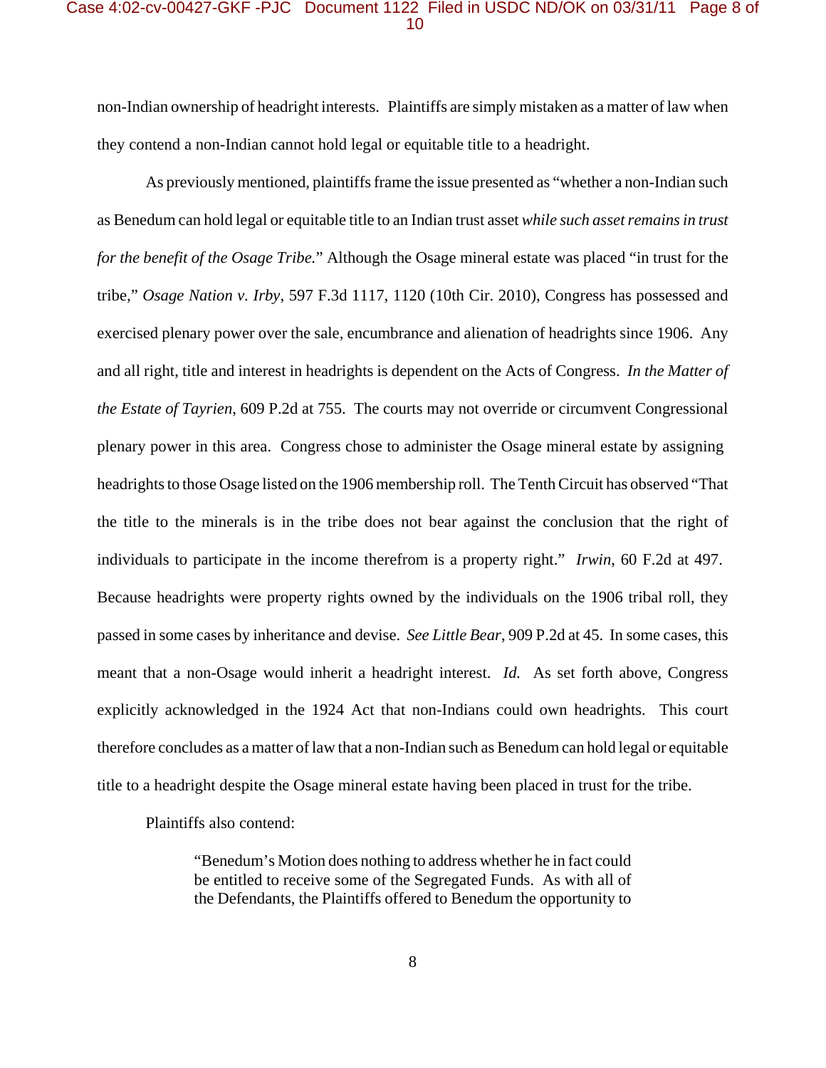non-Indian ownership of headright interests. Plaintiffs are simply mistaken as a matter of law when they contend a non-Indian cannot hold legal or equitable title to a headright.

As previously mentioned, plaintiffs frame the issue presented as "whether a non-Indian such as Benedum can hold legal or equitable title to an Indian trust asset *while such asset remains in trust for the benefit of the Osage Tribe.*" Although the Osage mineral estate was placed "in trust for the tribe," *Osage Nation v. Irby*, 597 F.3d 1117, 1120 (10th Cir. 2010), Congress has possessed and exercised plenary power over the sale, encumbrance and alienation of headrights since 1906. Any and all right, title and interest in headrights is dependent on the Acts of Congress. *In the Matter of the Estate of Tayrien*, 609 P.2d at 755. The courts may not override or circumvent Congressional plenary power in this area. Congress chose to administer the Osage mineral estate by assigning headrights to those Osage listed on the 1906 membership roll. The Tenth Circuit has observed "That the title to the minerals is in the tribe does not bear against the conclusion that the right of individuals to participate in the income therefrom is a property right." *Irwin*, 60 F.2d at 497. Because headrights were property rights owned by the individuals on the 1906 tribal roll, they passed in some cases by inheritance and devise. *See Little Bear*, 909 P.2d at 45. In some cases, this meant that a non-Osage would inherit a headright interest. *Id.* As set forth above, Congress explicitly acknowledged in the 1924 Act that non-Indians could own headrights. This court therefore concludes as a matter of law that a non-Indian such as Benedum can hold legal or equitable title to a headright despite the Osage mineral estate having been placed in trust for the tribe.

Plaintiffs also contend:

> "Benedum's Motion does nothing to address whether he in fact could be entitled to receive some of the Segregated Funds. As with all of the Defendants, the Plaintiffs offered to Benedum the opportunity to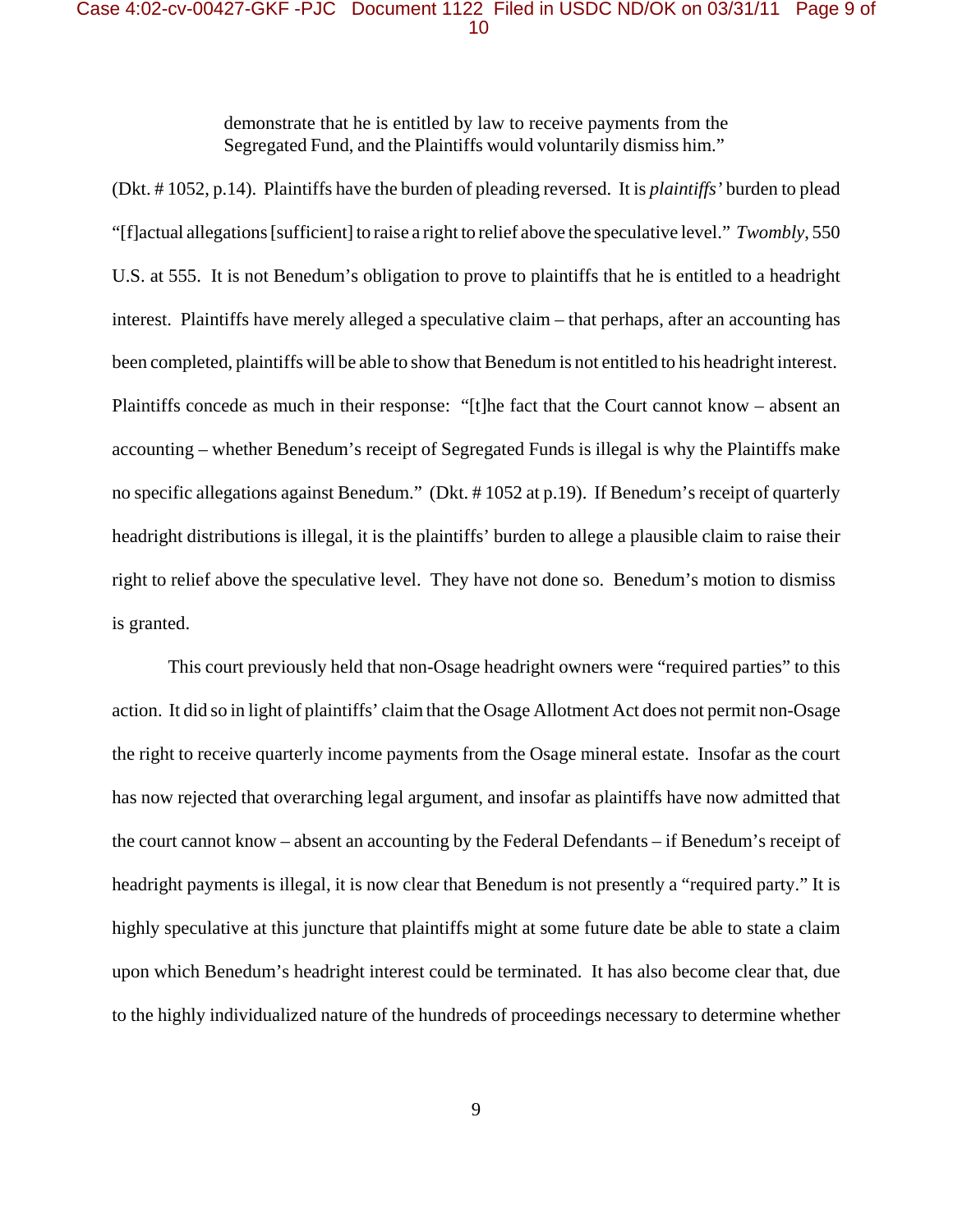> demonstrate that he is entitled by law to receive payments from the Segregated Fund, and the Plaintiffs would voluntarily dismiss him."

(Dkt. # 1052, p.14). Plaintiffs have the burden of pleading reversed. It is *plaintiffs'* burden to plead "[f]actual allegations [sufficient] to raise a right to relief above the speculative level." *Twombly*, 550 U.S. at 555. It is not Benedum's obligation to prove to plaintiffs that he is entitled to a headright interest. Plaintiffs have merely alleged a speculative claim – that perhaps, after an accounting has been completed, plaintiffs will be able to show that Benedum is not entitled to his headright interest. Plaintiffs concede as much in their response: "[t]he fact that the Court cannot know – absent an accounting – whether Benedum's receipt of Segregated Funds is illegal is why the Plaintiffs make no specific allegations against Benedum." (Dkt. # 1052 at p.19). If Benedum's receipt of quarterly headright distributions is illegal, it is the plaintiffs' burden to allege a plausible claim to raise their right to relief above the speculative level. They have not done so. Benedum's motion to dismiss is granted.

This court previously held that non-Osage headright owners were "required parties" to this action. It did so in light of plaintiffs' claim that the Osage Allotment Act does not permit non-Osage the right to receive quarterly income payments from the Osage mineral estate. Insofar as the court has now rejected that overarching legal argument, and insofar as plaintiffs have now admitted that the court cannot know – absent an accounting by the Federal Defendants – if Benedum's receipt of headright payments is illegal, it is now clear that Benedum is not presently a "required party." It is highly speculative at this juncture that plaintiffs might at some future date be able to state a claim upon which Benedum's headright interest could be terminated. It has also become clear that, due to the highly individualized nature of the hundreds of proceedings necessary to determine whether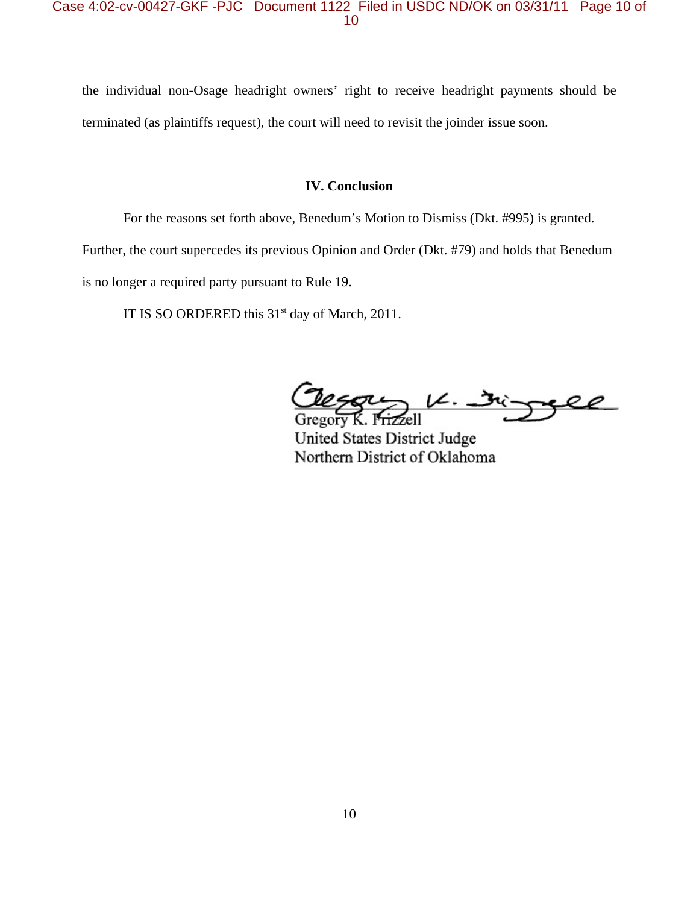the individual non-Osage headright owners' right to receive headright payments should be terminated (as plaintiffs request), the court will need to revisit the joinder issue soon.

## IV. Conclusion

For the reasons set forth above, Benedum's Motion to Dismiss (Dkt. #995) is granted. Further, the court supercedes its previous Opinion and Order (Dkt. #79) and holds that Benedum is no longer a required party pursuant to Rule 19.

IT IS SO ORDERED this 31st day of March, 2011.

Gregory K. Frizzell
United States District Judge
Northern District of Oklahoma